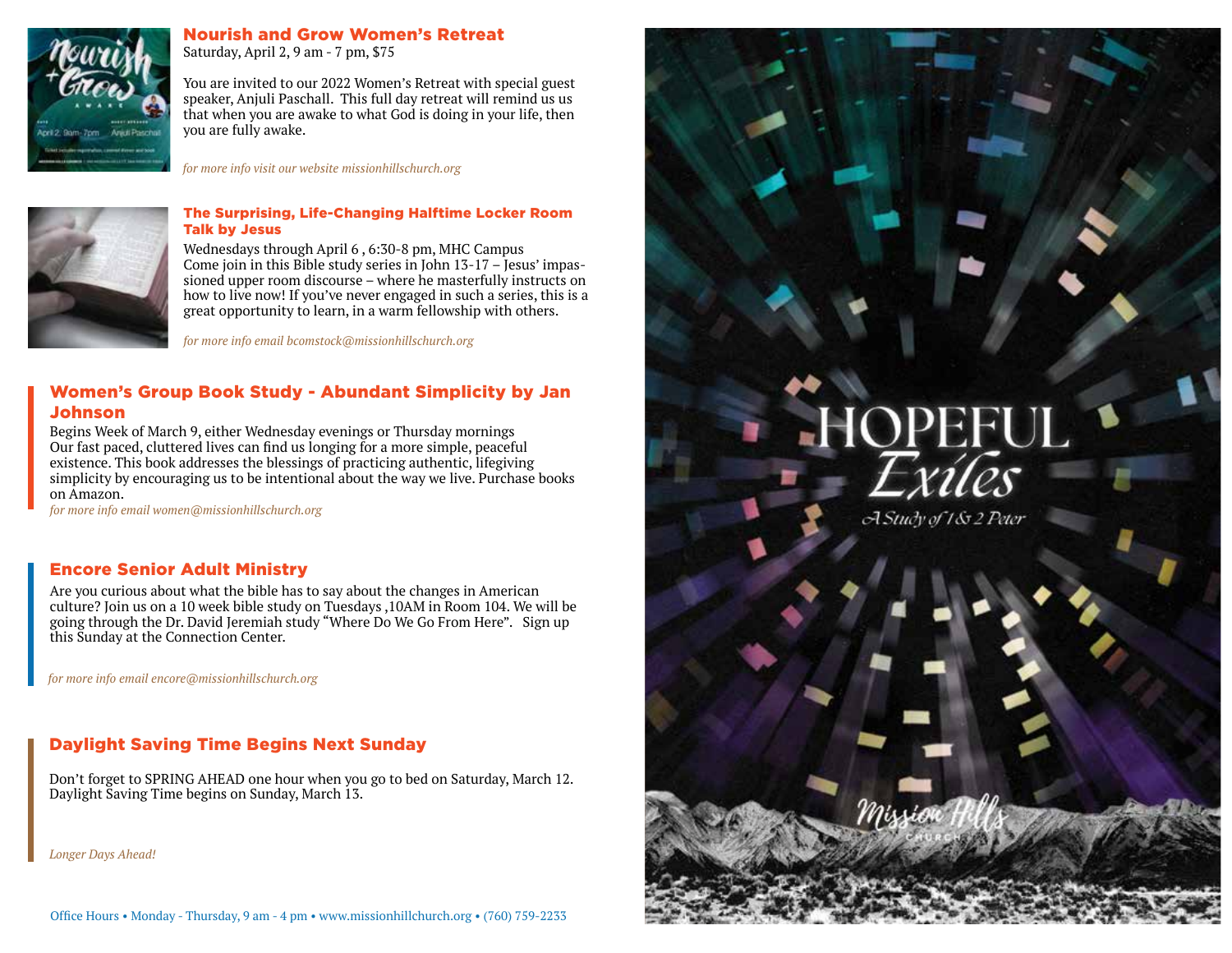## Nourish and Grow Women's Retreat

Saturday, April 2, 9 am - 7 pm, $75

You are invited to our 2022 Women's Retreat with special guest speaker, Anjuli Paschall. This full day retreat will remind us us that when you are awake to what God is doing in your life, then you are fully awake.

*for more info visit our website missionhillschurch.org*

## The Surprising, Life-Changing Halftime Locker Room Talk by Jesus

Wednesdays through April 6 , 6:30-8 pm, MHC Campus
Come join in this Bible study series in John 13-17 – Jesus' impassioned upper room discourse – where he masterfully instructs on how to live now! If you've never engaged in such a series, this is a great opportunity to learn, in a warm fellowship with others.

*for more info email bcomstock@missionhillschurch.org*

## Women's Group Book Study - Abundant Simplicity by Jan Johnson

Begins Week of March 9, either Wednesday evenings or Thursday mornings
Our fast paced, cluttered lives can find us longing for a more simple, peaceful existence. This book addresses the blessings of practicing authentic, lifegiving simplicity by encouraging us to be intentional about the way we live. Purchase books on Amazon.
*for more info email women@missionhillschurch.org*

## Encore Senior Adult Ministry

Are you curious about what the bible has to say about the changes in American culture? Join us on a 10 week bible study on Tuesdays ,10AM in Room 104. We will be going through the Dr. David Jeremiah study "Where Do We Go From Here". Sign up this Sunday at the Connection Center.

*for more info email encore@missionhillschurch.org*

## Daylight Saving Time Begins Next Sunday

Don't forget to SPRING AHEAD one hour when you go to bed on Saturday, March 12. Daylight Saving Time begins on Sunday, March 13.

*Longer Days Ahead!*

Office Hours • Monday - Thursday, 9 am - 4 pm • www.missionhillchurch.org • (760) 759-2233

# HOPEFUL *Exiles*

*A Study of 1 & 2 Peter*

Mission Hills CHURCH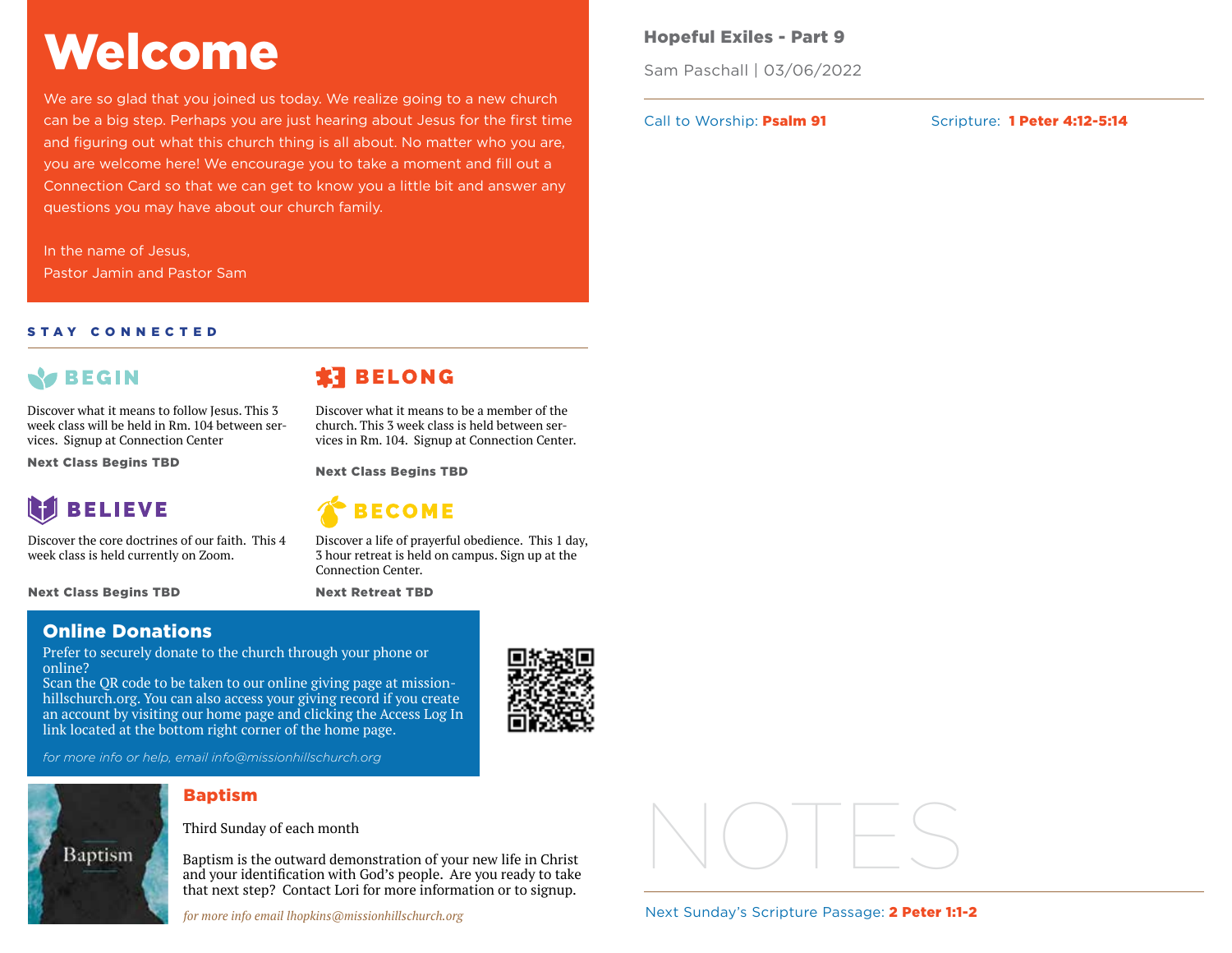# Welcome

We are so glad that you joined us today. We realize going to a new church can be a big step. Perhaps you are just hearing about Jesus for the first time and figuring out what this church thing is all about. No matter who you are, you are welcome here! We encourage you to take a moment and fill out a Connection Card so that we can get to know you a little bit and answer any questions you may have about our church family.

In the name of Jesus,
Pastor Jamin and Pastor Sam

## STAY CONNECTED

### BEGIN

Discover what it means to follow Jesus. This 3 week class will be held in Rm. 104 between services. Signup at Connection Center

**Next Class Begins TBD**

### BELONG

Discover what it means to be a member of the church. This 3 week class is held between services in Rm. 104. Signup at Connection Center.

**Next Class Begins TBD**

### BELIEVE

Discover the core doctrines of our faith. This 4 week class is held currently on Zoom.

**Next Class Begins TBD**

### BECOME

Discover a life of prayerful obedience. This 1 day, 3 hour retreat is held on campus. Sign up at the Connection Center.

**Next Retreat TBD**

## Online Donations

Prefer to securely donate to the church through your phone or online?
Scan the QR code to be taken to our online giving page at missionhillschurch.org. You can also access your giving record if you create an account by visiting our home page and clicking the Access Log In link located at the bottom right corner of the home page.

*for more info or help, email info@missionhillschurch.org*

## Baptism

Third Sunday of each month

Baptism is the outward demonstration of your new life in Christ and your identification with God's people. Are you ready to take that next step? Contact Lori for more information or to signup.

*for more info email lhopkins@missionhillschurch.org*

## Hopeful Exiles - Part 9

Sam Paschall | 03/06/2022

Call to Worship: **Psalm 91**

Scripture: **1 Peter 4:12-5:14**

# NOTES

Next Sunday's Scripture Passage: **2 Peter 1:1-2**